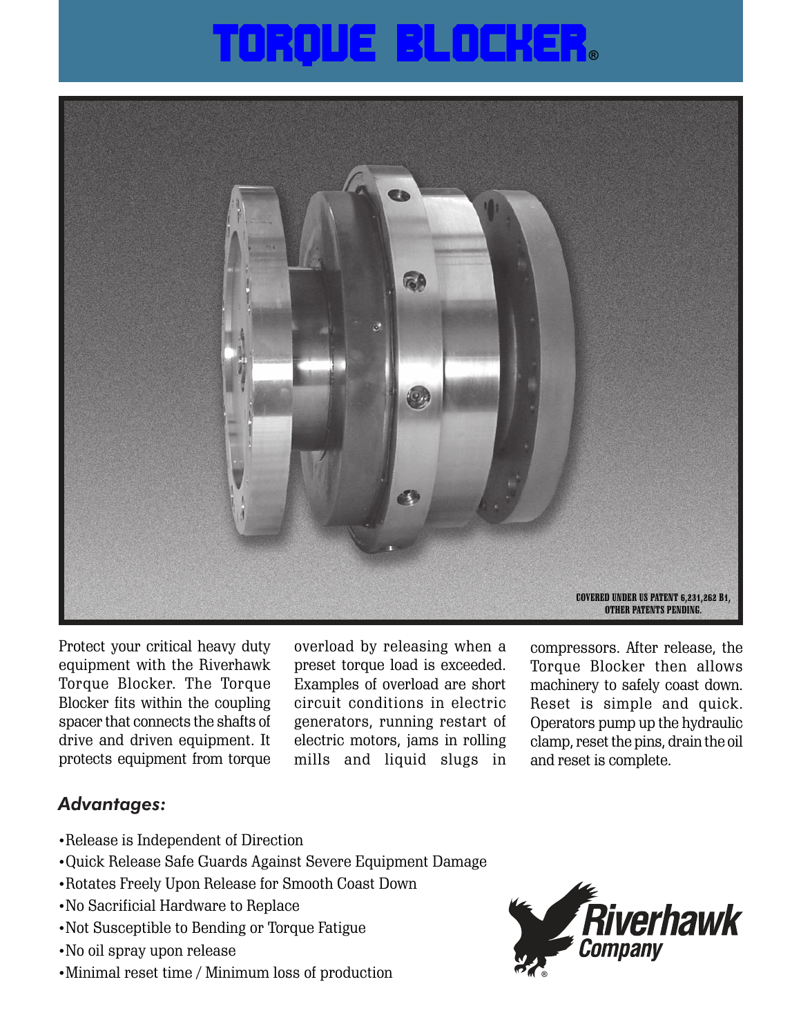# TORQUE BLOCKER®

COVERED UNDER US PATENT 6,231,262 B1, OTHER PATENTS PENDING.

Protect your critical heavy duty equipment with the Riverhawk Torque Blocker. The Torque Blocker fits within the coupling spacer that connects the shafts of drive and driven equipment. It protects equipment from torque overload by releasing when a preset torque load is exceeded. Examples of overload are short circuit conditions in electric generators, running restart of electric motors, jams in rolling mills and liquid slugs in compressors. After release, the Torque Blocker then allows machinery to safely coast down. Reset is simple and quick. Operators pump up the hydraulic clamp, reset the pins, drain the oil and reset is complete.

## *Advantages:*

- •Release is Independent of Direction
- •Quick Release Safe Guards Against Severe Equipment Damage
- •Rotates Freely Upon Release for Smooth Coast Down
- •No Sacrificial Hardware to Replace
- •Not Susceptible to Bending or Torque Fatigue
- •No oil spray upon release
- •Minimal reset time / Minimum loss of production

Riverhawk Company®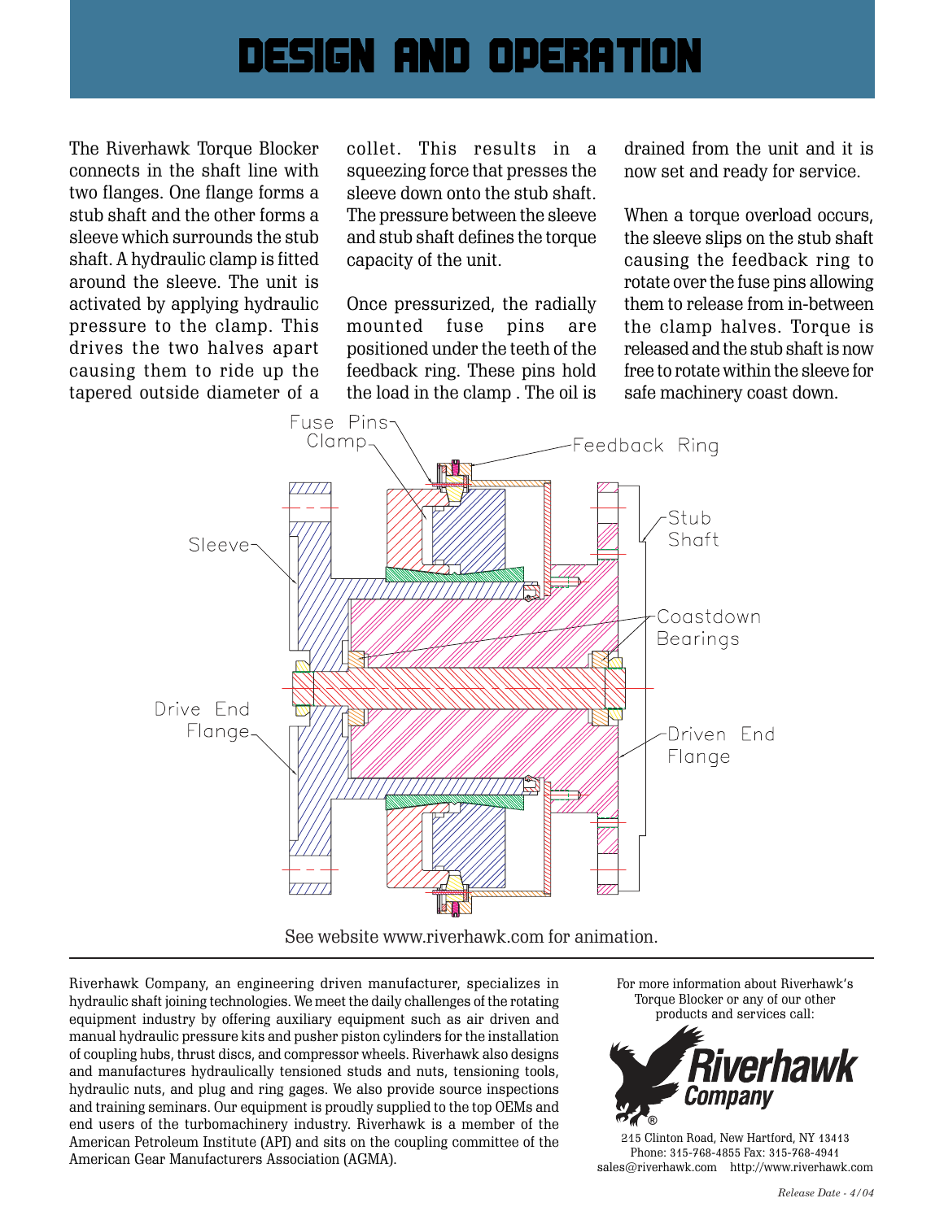# DESIGN AND OPERATION

The Riverhawk Torque Blocker connects in the shaft line with two flanges. One flange forms a stub shaft and the other forms a sleeve which surrounds the stub shaft. A hydraulic clamp is fitted around the sleeve. The unit is activated by applying hydraulic pressure to the clamp. This drives the two halves apart causing them to ride up the tapered outside diameter of a collet. This results in a squeezing force that presses the sleeve down onto the stub shaft. The pressure between the sleeve and stub shaft defines the torque capacity of the unit.

Once pressurized, the radially mounted fuse pins are positioned under the teeth of the feedback ring. These pins hold the load in the clamp . The oil is drained from the unit and it is now set and ready for service.

When a torque overload occurs, the sleeve slips on the stub shaft causing the feedback ring to rotate over the fuse pins allowing them to release from in-between the clamp halves. Torque is released and the stub shaft is now free to rotate within the sleeve for safe machinery coast down.

Fuse Pins
Clamp
Feedback Ring
Sleeve
Stub Shaft
Coastdown Bearings
Drive End Flange
Driven End Flange

See website www.riverhawk.com for animation.

---

Riverhawk Company, an engineering driven manufacturer, specializes in hydraulic shaft joining technologies. We meet the daily challenges of the rotating equipment industry by offering auxiliary equipment such as air driven and manual hydraulic pressure kits and pusher piston cylinders for the installation of coupling hubs, thrust discs, and compressor wheels. Riverhawk also designs and manufactures hydraulically tensioned studs and nuts, tensioning tools, hydraulic nuts, and plug and ring gages. We also provide source inspections and training seminars. Our equipment is proudly supplied to the top OEMs and end users of the turbomachinery industry. Riverhawk is a member of the American Petroleum Institute (API) and sits on the coupling committee of the American Gear Manufacturers Association (AGMA).

For more information about Riverhawk's Torque Blocker or any of our other products and services call:

**Riverhawk Company**®

215 Clinton Road, New Hartford, NY 13413
Phone: 315-768-4855 Fax: 315-768-4941
sales@riverhawk.com http://www.riverhawk.com

*Release Date - 4/04*